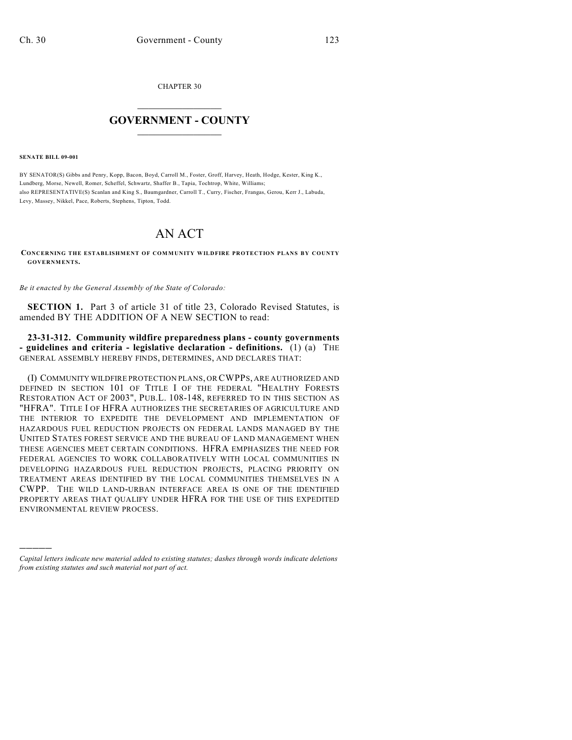CHAPTER 30

# GOVERNMENT - COUNTY

**SENATE BILL 09-001**

BY SENATOR(S) Gibbs and Penry, Kopp, Bacon, Boyd, Carroll M., Foster, Groff, Harvey, Heath, Hodge, Kester, King K., Lundberg, Morse, Newell, Romer, Scheffel, Schwartz, Shaffer B., Tapia, Tochtrop, White, Williams;
also REPRESENTATIVE(S) Scanlan and King S., Baumgardner, Carroll T., Curry, Fischer, Frangas, Gerou, Kerr J., Labuda, Levy, Massey, Nikkel, Pace, Roberts, Stephens, Tipton, Todd.

# AN ACT

**CONCERNING THE ESTABLISHMENT OF COMMUNITY WILDFIRE PROTECTION PLANS BY COUNTY GOVERNMENTS.**

*Be it enacted by the General Assembly of the State of Colorado:*

**SECTION 1.** Part 3 of article 31 of title 23, Colorado Revised Statutes, is amended BY THE ADDITION OF A NEW SECTION to read:

**23-31-312. Community wildfire preparedness plans - county governments - guidelines and criteria - legislative declaration - definitions.** (1) (a) THE GENERAL ASSEMBLY HEREBY FINDS, DETERMINES, AND DECLARES THAT:

(I) COMMUNITY WILDFIRE PROTECTION PLANS, OR CWPPS, ARE AUTHORIZED AND DEFINED IN SECTION 101 OF TITLE I OF THE FEDERAL "HEALTHY FORESTS RESTORATION ACT OF 2003", PUB.L. 108-148, REFERRED TO IN THIS SECTION AS "HFRA". TITLE I OF HFRA AUTHORIZES THE SECRETARIES OF AGRICULTURE AND THE INTERIOR TO EXPEDITE THE DEVELOPMENT AND IMPLEMENTATION OF HAZARDOUS FUEL REDUCTION PROJECTS ON FEDERAL LANDS MANAGED BY THE UNITED STATES FOREST SERVICE AND THE BUREAU OF LAND MANAGEMENT WHEN THESE AGENCIES MEET CERTAIN CONDITIONS. HFRA EMPHASIZES THE NEED FOR FEDERAL AGENCIES TO WORK COLLABORATIVELY WITH LOCAL COMMUNITIES IN DEVELOPING HAZARDOUS FUEL REDUCTION PROJECTS, PLACING PRIORITY ON TREATMENT AREAS IDENTIFIED BY THE LOCAL COMMUNITIES THEMSELVES IN A CWPP. THE WILD LAND-URBAN INTERFACE AREA IS ONE OF THE IDENTIFIED PROPERTY AREAS THAT QUALIFY UNDER HFRA FOR THE USE OF THIS EXPEDITED ENVIRONMENTAL REVIEW PROCESS.

*Capital letters indicate new material added to existing statutes; dashes through words indicate deletions from existing statutes and such material not part of act.*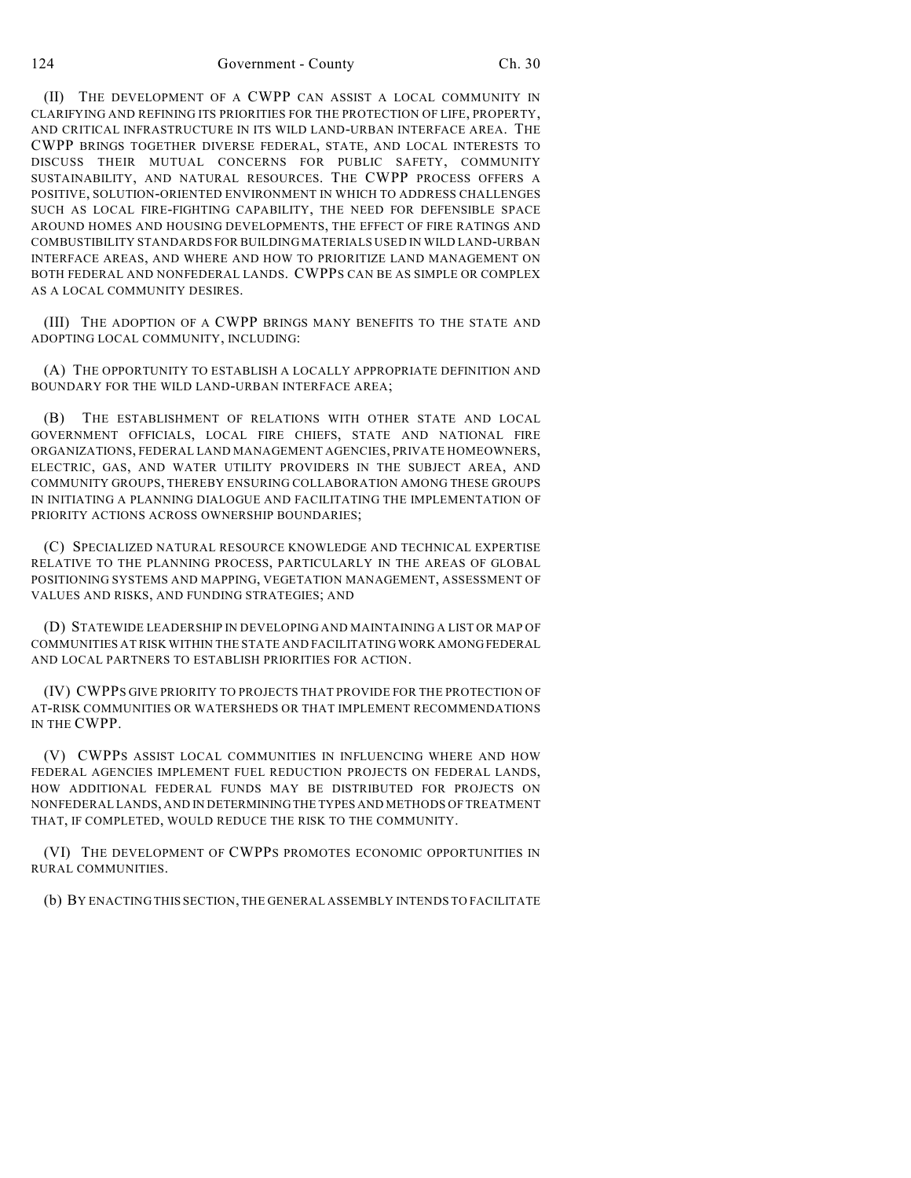(II) THE DEVELOPMENT OF A CWPP CAN ASSIST A LOCAL COMMUNITY IN CLARIFYING AND REFINING ITS PRIORITIES FOR THE PROTECTION OF LIFE, PROPERTY, AND CRITICAL INFRASTRUCTURE IN ITS WILD LAND-URBAN INTERFACE AREA. THE CWPP BRINGS TOGETHER DIVERSE FEDERAL, STATE, AND LOCAL INTERESTS TO DISCUSS THEIR MUTUAL CONCERNS FOR PUBLIC SAFETY, COMMUNITY SUSTAINABILITY, AND NATURAL RESOURCES. THE CWPP PROCESS OFFERS A POSITIVE, SOLUTION-ORIENTED ENVIRONMENT IN WHICH TO ADDRESS CHALLENGES SUCH AS LOCAL FIRE-FIGHTING CAPABILITY, THE NEED FOR DEFENSIBLE SPACE AROUND HOMES AND HOUSING DEVELOPMENTS, THE EFFECT OF FIRE RATINGS AND COMBUSTIBILITY STANDARDS FOR BUILDING MATERIALS USED IN WILD LAND-URBAN INTERFACE AREAS, AND WHERE AND HOW TO PRIORITIZE LAND MANAGEMENT ON BOTH FEDERAL AND NONFEDERAL LANDS. CWPPS CAN BE AS SIMPLE OR COMPLEX AS A LOCAL COMMUNITY DESIRES.

(III) THE ADOPTION OF A CWPP BRINGS MANY BENEFITS TO THE STATE AND ADOPTING LOCAL COMMUNITY, INCLUDING:

(A) THE OPPORTUNITY TO ESTABLISH A LOCALLY APPROPRIATE DEFINITION AND BOUNDARY FOR THE WILD LAND-URBAN INTERFACE AREA;

(B) THE ESTABLISHMENT OF RELATIONS WITH OTHER STATE AND LOCAL GOVERNMENT OFFICIALS, LOCAL FIRE CHIEFS, STATE AND NATIONAL FIRE ORGANIZATIONS, FEDERAL LAND MANAGEMENT AGENCIES, PRIVATE HOMEOWNERS, ELECTRIC, GAS, AND WATER UTILITY PROVIDERS IN THE SUBJECT AREA, AND COMMUNITY GROUPS, THEREBY ENSURING COLLABORATION AMONG THESE GROUPS IN INITIATING A PLANNING DIALOGUE AND FACILITATING THE IMPLEMENTATION OF PRIORITY ACTIONS ACROSS OWNERSHIP BOUNDARIES;

(C) SPECIALIZED NATURAL RESOURCE KNOWLEDGE AND TECHNICAL EXPERTISE RELATIVE TO THE PLANNING PROCESS, PARTICULARLY IN THE AREAS OF GLOBAL POSITIONING SYSTEMS AND MAPPING, VEGETATION MANAGEMENT, ASSESSMENT OF VALUES AND RISKS, AND FUNDING STRATEGIES; AND

(D) STATEWIDE LEADERSHIP IN DEVELOPING AND MAINTAINING A LIST OR MAP OF COMMUNITIES AT RISK WITHIN THE STATE AND FACILITATING WORK AMONG FEDERAL AND LOCAL PARTNERS TO ESTABLISH PRIORITIES FOR ACTION.

(IV) CWPPS GIVE PRIORITY TO PROJECTS THAT PROVIDE FOR THE PROTECTION OF AT-RISK COMMUNITIES OR WATERSHEDS OR THAT IMPLEMENT RECOMMENDATIONS IN THE CWPP.

(V) CWPPS ASSIST LOCAL COMMUNITIES IN INFLUENCING WHERE AND HOW FEDERAL AGENCIES IMPLEMENT FUEL REDUCTION PROJECTS ON FEDERAL LANDS, HOW ADDITIONAL FEDERAL FUNDS MAY BE DISTRIBUTED FOR PROJECTS ON NONFEDERAL LANDS, AND IN DETERMINING THE TYPES AND METHODS OF TREATMENT THAT, IF COMPLETED, WOULD REDUCE THE RISK TO THE COMMUNITY.

(VI) THE DEVELOPMENT OF CWPPS PROMOTES ECONOMIC OPPORTUNITIES IN RURAL COMMUNITIES.

(b) BY ENACTING THIS SECTION, THE GENERAL ASSEMBLY INTENDS TO FACILITATE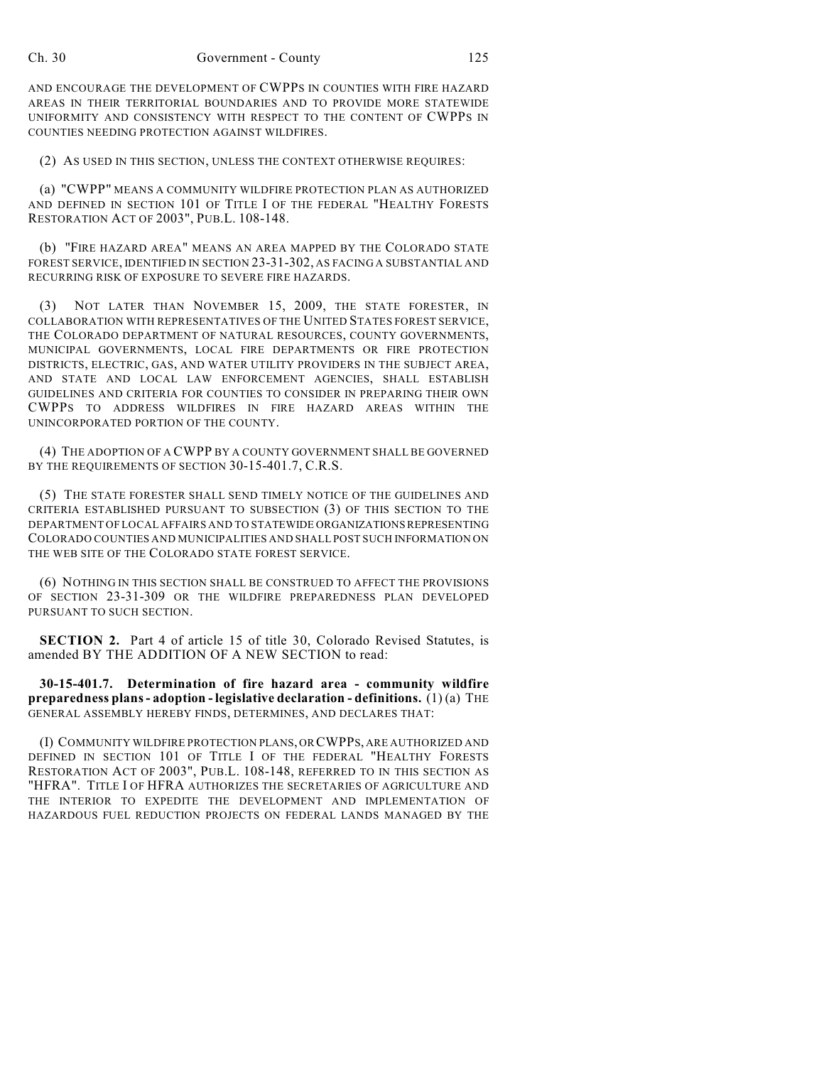AND ENCOURAGE THE DEVELOPMENT OF CWPPS IN COUNTIES WITH FIRE HAZARD AREAS IN THEIR TERRITORIAL BOUNDARIES AND TO PROVIDE MORE STATEWIDE UNIFORMITY AND CONSISTENCY WITH RESPECT TO THE CONTENT OF CWPPS IN COUNTIES NEEDING PROTECTION AGAINST WILDFIRES.

(2) AS USED IN THIS SECTION, UNLESS THE CONTEXT OTHERWISE REQUIRES:

(a) "CWPP" MEANS A COMMUNITY WILDFIRE PROTECTION PLAN AS AUTHORIZED AND DEFINED IN SECTION 101 OF TITLE I OF THE FEDERAL "HEALTHY FORESTS RESTORATION ACT OF 2003", PUB.L. 108-148.

(b) "FIRE HAZARD AREA" MEANS AN AREA MAPPED BY THE COLORADO STATE FOREST SERVICE, IDENTIFIED IN SECTION 23-31-302, AS FACING A SUBSTANTIAL AND RECURRING RISK OF EXPOSURE TO SEVERE FIRE HAZARDS.

(3) NOT LATER THAN NOVEMBER 15, 2009, THE STATE FORESTER, IN COLLABORATION WITH REPRESENTATIVES OF THE UNITED STATES FOREST SERVICE, THE COLORADO DEPARTMENT OF NATURAL RESOURCES, COUNTY GOVERNMENTS, MUNICIPAL GOVERNMENTS, LOCAL FIRE DEPARTMENTS OR FIRE PROTECTION DISTRICTS, ELECTRIC, GAS, AND WATER UTILITY PROVIDERS IN THE SUBJECT AREA, AND STATE AND LOCAL LAW ENFORCEMENT AGENCIES, SHALL ESTABLISH GUIDELINES AND CRITERIA FOR COUNTIES TO CONSIDER IN PREPARING THEIR OWN CWPPS TO ADDRESS WILDFIRES IN FIRE HAZARD AREAS WITHIN THE UNINCORPORATED PORTION OF THE COUNTY.

(4) THE ADOPTION OF A CWPP BY A COUNTY GOVERNMENT SHALL BE GOVERNED BY THE REQUIREMENTS OF SECTION 30-15-401.7, C.R.S.

(5) THE STATE FORESTER SHALL SEND TIMELY NOTICE OF THE GUIDELINES AND CRITERIA ESTABLISHED PURSUANT TO SUBSECTION (3) OF THIS SECTION TO THE DEPARTMENT OF LOCAL AFFAIRS AND TO STATEWIDE ORGANIZATIONS REPRESENTING COLORADO COUNTIES AND MUNICIPALITIES AND SHALL POST SUCH INFORMATION ON THE WEB SITE OF THE COLORADO STATE FOREST SERVICE.

(6) NOTHING IN THIS SECTION SHALL BE CONSTRUED TO AFFECT THE PROVISIONS OF SECTION 23-31-309 OR THE WILDFIRE PREPAREDNESS PLAN DEVELOPED PURSUANT TO SUCH SECTION.

**SECTION 2.** Part 4 of article 15 of title 30, Colorado Revised Statutes, is amended BY THE ADDITION OF A NEW SECTION to read:

**30-15-401.7. Determination of fire hazard area - community wildfire preparedness plans - adoption - legislative declaration - definitions.** (1) (a) THE GENERAL ASSEMBLY HEREBY FINDS, DETERMINES, AND DECLARES THAT:

(I) COMMUNITY WILDFIRE PROTECTION PLANS, OR CWPPS, ARE AUTHORIZED AND DEFINED IN SECTION 101 OF TITLE I OF THE FEDERAL "HEALTHY FORESTS RESTORATION ACT OF 2003", PUB.L. 108-148, REFERRED TO IN THIS SECTION AS "HFRA". TITLE I OF HFRA AUTHORIZES THE SECRETARIES OF AGRICULTURE AND THE INTERIOR TO EXPEDITE THE DEVELOPMENT AND IMPLEMENTATION OF HAZARDOUS FUEL REDUCTION PROJECTS ON FEDERAL LANDS MANAGED BY THE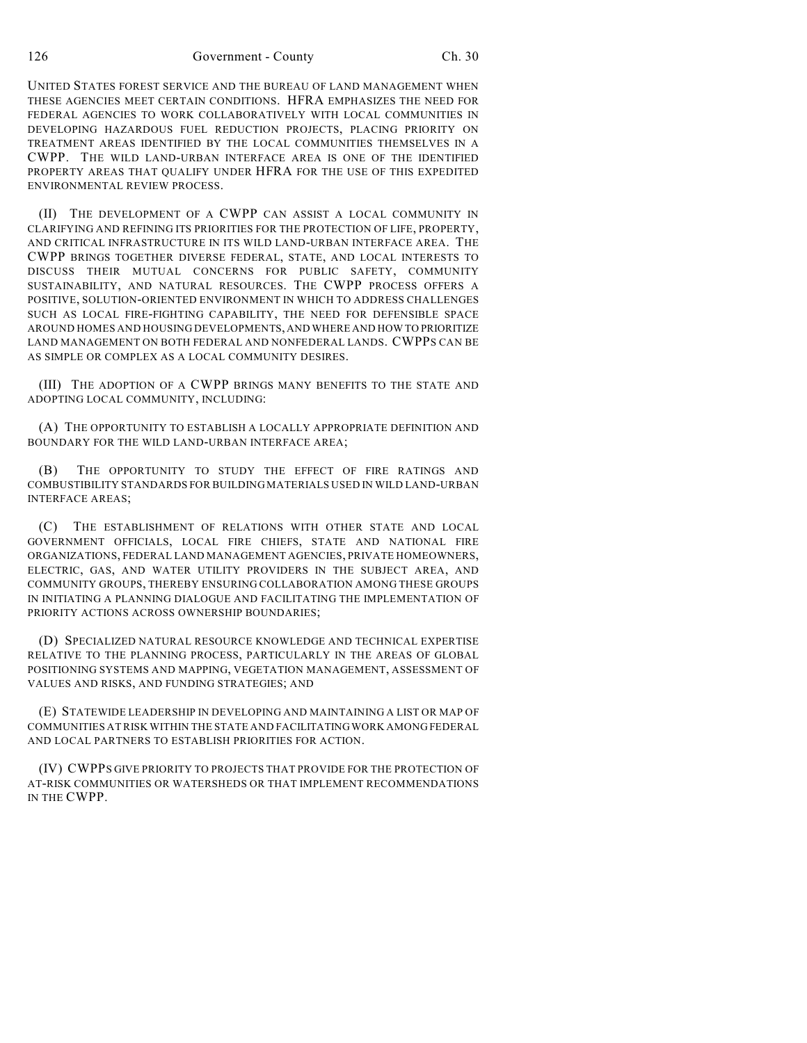UNITED STATES FOREST SERVICE AND THE BUREAU OF LAND MANAGEMENT WHEN THESE AGENCIES MEET CERTAIN CONDITIONS. HFRA EMPHASIZES THE NEED FOR FEDERAL AGENCIES TO WORK COLLABORATIVELY WITH LOCAL COMMUNITIES IN DEVELOPING HAZARDOUS FUEL REDUCTION PROJECTS, PLACING PRIORITY ON TREATMENT AREAS IDENTIFIED BY THE LOCAL COMMUNITIES THEMSELVES IN A CWPP. THE WILD LAND-URBAN INTERFACE AREA IS ONE OF THE IDENTIFIED PROPERTY AREAS THAT QUALIFY UNDER HFRA FOR THE USE OF THIS EXPEDITED ENVIRONMENTAL REVIEW PROCESS.

(II) THE DEVELOPMENT OF A CWPP CAN ASSIST A LOCAL COMMUNITY IN CLARIFYING AND REFINING ITS PRIORITIES FOR THE PROTECTION OF LIFE, PROPERTY, AND CRITICAL INFRASTRUCTURE IN ITS WILD LAND-URBAN INTERFACE AREA. THE CWPP BRINGS TOGETHER DIVERSE FEDERAL, STATE, AND LOCAL INTERESTS TO DISCUSS THEIR MUTUAL CONCERNS FOR PUBLIC SAFETY, COMMUNITY SUSTAINABILITY, AND NATURAL RESOURCES. THE CWPP PROCESS OFFERS A POSITIVE, SOLUTION-ORIENTED ENVIRONMENT IN WHICH TO ADDRESS CHALLENGES SUCH AS LOCAL FIRE-FIGHTING CAPABILITY, THE NEED FOR DEFENSIBLE SPACE AROUND HOMES AND HOUSING DEVELOPMENTS, AND WHERE AND HOW TO PRIORITIZE LAND MANAGEMENT ON BOTH FEDERAL AND NONFEDERAL LANDS. CWPPS CAN BE AS SIMPLE OR COMPLEX AS A LOCAL COMMUNITY DESIRES.

(III) THE ADOPTION OF A CWPP BRINGS MANY BENEFITS TO THE STATE AND ADOPTING LOCAL COMMUNITY, INCLUDING:

(A) THE OPPORTUNITY TO ESTABLISH A LOCALLY APPROPRIATE DEFINITION AND BOUNDARY FOR THE WILD LAND-URBAN INTERFACE AREA;

(B) THE OPPORTUNITY TO STUDY THE EFFECT OF FIRE RATINGS AND COMBUSTIBILITY STANDARDS FOR BUILDING MATERIALS USED IN WILD LAND-URBAN INTERFACE AREAS;

(C) THE ESTABLISHMENT OF RELATIONS WITH OTHER STATE AND LOCAL GOVERNMENT OFFICIALS, LOCAL FIRE CHIEFS, STATE AND NATIONAL FIRE ORGANIZATIONS, FEDERAL LAND MANAGEMENT AGENCIES, PRIVATE HOMEOWNERS, ELECTRIC, GAS, AND WATER UTILITY PROVIDERS IN THE SUBJECT AREA, AND COMMUNITY GROUPS, THEREBY ENSURING COLLABORATION AMONG THESE GROUPS IN INITIATING A PLANNING DIALOGUE AND FACILITATING THE IMPLEMENTATION OF PRIORITY ACTIONS ACROSS OWNERSHIP BOUNDARIES;

(D) SPECIALIZED NATURAL RESOURCE KNOWLEDGE AND TECHNICAL EXPERTISE RELATIVE TO THE PLANNING PROCESS, PARTICULARLY IN THE AREAS OF GLOBAL POSITIONING SYSTEMS AND MAPPING, VEGETATION MANAGEMENT, ASSESSMENT OF VALUES AND RISKS, AND FUNDING STRATEGIES; AND

(E) STATEWIDE LEADERSHIP IN DEVELOPING AND MAINTAINING A LIST OR MAP OF COMMUNITIES AT RISK WITHIN THE STATE AND FACILITATING WORK AMONG FEDERAL AND LOCAL PARTNERS TO ESTABLISH PRIORITIES FOR ACTION.

(IV) CWPPS GIVE PRIORITY TO PROJECTS THAT PROVIDE FOR THE PROTECTION OF AT-RISK COMMUNITIES OR WATERSHEDS OR THAT IMPLEMENT RECOMMENDATIONS IN THE CWPP.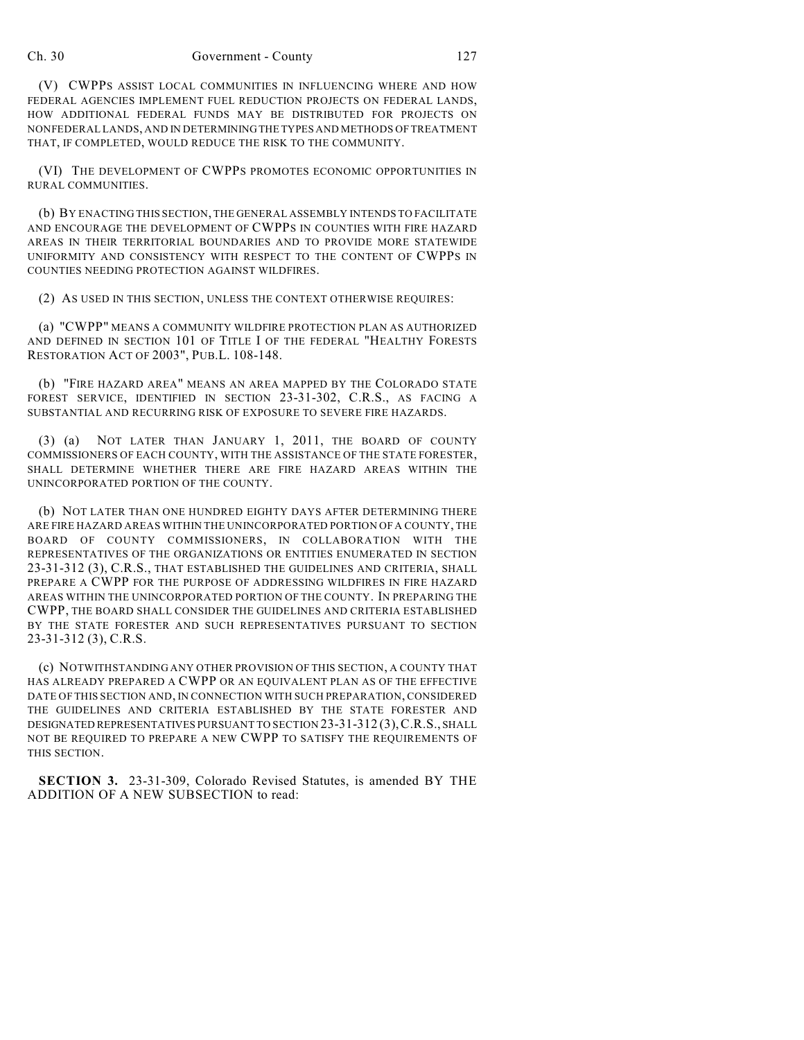(V) CWPPS ASSIST LOCAL COMMUNITIES IN INFLUENCING WHERE AND HOW FEDERAL AGENCIES IMPLEMENT FUEL REDUCTION PROJECTS ON FEDERAL LANDS, HOW ADDITIONAL FEDERAL FUNDS MAY BE DISTRIBUTED FOR PROJECTS ON NONFEDERAL LANDS, AND IN DETERMINING THE TYPES AND METHODS OF TREATMENT THAT, IF COMPLETED, WOULD REDUCE THE RISK TO THE COMMUNITY.

(VI) THE DEVELOPMENT OF CWPPS PROMOTES ECONOMIC OPPORTUNITIES IN RURAL COMMUNITIES.

(b) BY ENACTING THIS SECTION, THE GENERAL ASSEMBLY INTENDS TO FACILITATE AND ENCOURAGE THE DEVELOPMENT OF CWPPS IN COUNTIES WITH FIRE HAZARD AREAS IN THEIR TERRITORIAL BOUNDARIES AND TO PROVIDE MORE STATEWIDE UNIFORMITY AND CONSISTENCY WITH RESPECT TO THE CONTENT OF CWPPS IN COUNTIES NEEDING PROTECTION AGAINST WILDFIRES.

(2) AS USED IN THIS SECTION, UNLESS THE CONTEXT OTHERWISE REQUIRES:

(a) "CWPP" MEANS A COMMUNITY WILDFIRE PROTECTION PLAN AS AUTHORIZED AND DEFINED IN SECTION 101 OF TITLE I OF THE FEDERAL "HEALTHY FORESTS RESTORATION ACT OF 2003", PUB.L. 108-148.

(b) "FIRE HAZARD AREA" MEANS AN AREA MAPPED BY THE COLORADO STATE FOREST SERVICE, IDENTIFIED IN SECTION 23-31-302, C.R.S., AS FACING A SUBSTANTIAL AND RECURRING RISK OF EXPOSURE TO SEVERE FIRE HAZARDS.

(3) (a) NOT LATER THAN JANUARY 1, 2011, THE BOARD OF COUNTY COMMISSIONERS OF EACH COUNTY, WITH THE ASSISTANCE OF THE STATE FORESTER, SHALL DETERMINE WHETHER THERE ARE FIRE HAZARD AREAS WITHIN THE UNINCORPORATED PORTION OF THE COUNTY.

(b) NOT LATER THAN ONE HUNDRED EIGHTY DAYS AFTER DETERMINING THERE ARE FIRE HAZARD AREAS WITHIN THE UNINCORPORATED PORTION OF A COUNTY, THE BOARD OF COUNTY COMMISSIONERS, IN COLLABORATION WITH THE REPRESENTATIVES OF THE ORGANIZATIONS OR ENTITIES ENUMERATED IN SECTION 23-31-312 (3), C.R.S., THAT ESTABLISHED THE GUIDELINES AND CRITERIA, SHALL PREPARE A CWPP FOR THE PURPOSE OF ADDRESSING WILDFIRES IN FIRE HAZARD AREAS WITHIN THE UNINCORPORATED PORTION OF THE COUNTY. IN PREPARING THE CWPP, THE BOARD SHALL CONSIDER THE GUIDELINES AND CRITERIA ESTABLISHED BY THE STATE FORESTER AND SUCH REPRESENTATIVES PURSUANT TO SECTION 23-31-312 (3), C.R.S.

(c) NOTWITHSTANDING ANY OTHER PROVISION OF THIS SECTION, A COUNTY THAT HAS ALREADY PREPARED A CWPP OR AN EQUIVALENT PLAN AS OF THE EFFECTIVE DATE OF THIS SECTION AND, IN CONNECTION WITH SUCH PREPARATION, CONSIDERED THE GUIDELINES AND CRITERIA ESTABLISHED BY THE STATE FORESTER AND DESIGNATED REPRESENTATIVES PURSUANT TO SECTION 23-31-312 (3), C.R.S., SHALL NOT BE REQUIRED TO PREPARE A NEW CWPP TO SATISFY THE REQUIREMENTS OF THIS SECTION.

**SECTION 3.** 23-31-309, Colorado Revised Statutes, is amended BY THE ADDITION OF A NEW SUBSECTION to read: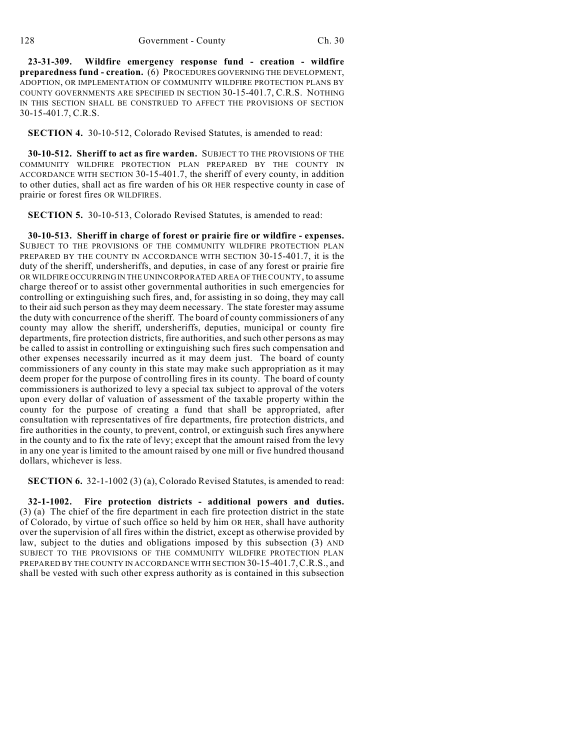**23-31-309. Wildfire emergency response fund - creation - wildfire preparedness fund - creation.** (6) PROCEDURES GOVERNING THE DEVELOPMENT, ADOPTION, OR IMPLEMENTATION OF COMMUNITY WILDFIRE PROTECTION PLANS BY COUNTY GOVERNMENTS ARE SPECIFIED IN SECTION 30-15-401.7, C.R.S. NOTHING IN THIS SECTION SHALL BE CONSTRUED TO AFFECT THE PROVISIONS OF SECTION 30-15-401.7, C.R.S.

**SECTION 4.** 30-10-512, Colorado Revised Statutes, is amended to read:

**30-10-512. Sheriff to act as fire warden.** SUBJECT TO THE PROVISIONS OF THE COMMUNITY WILDFIRE PROTECTION PLAN PREPARED BY THE COUNTY IN ACCORDANCE WITH SECTION 30-15-401.7, the sheriff of every county, in addition to other duties, shall act as fire warden of his OR HER respective county in case of prairie or forest fires OR WILDFIRES.

**SECTION 5.** 30-10-513, Colorado Revised Statutes, is amended to read:

**30-10-513. Sheriff in charge of forest or prairie fire or wildfire - expenses.** SUBJECT TO THE PROVISIONS OF THE COMMUNITY WILDFIRE PROTECTION PLAN PREPARED BY THE COUNTY IN ACCORDANCE WITH SECTION 30-15-401.7, it is the duty of the sheriff, undersheriffs, and deputies, in case of any forest or prairie fire OR WILDFIRE OCCURRING IN THE UNINCORPORATED AREA OF THE COUNTY, to assume charge thereof or to assist other governmental authorities in such emergencies for controlling or extinguishing such fires, and, for assisting in so doing, they may call to their aid such person as they may deem necessary. The state forester may assume the duty with concurrence of the sheriff. The board of county commissioners of any county may allow the sheriff, undersheriffs, deputies, municipal or county fire departments, fire protection districts, fire authorities, and such other persons as may be called to assist in controlling or extinguishing such fires such compensation and other expenses necessarily incurred as it may deem just. The board of county commissioners of any county in this state may make such appropriation as it may deem proper for the purpose of controlling fires in its county. The board of county commissioners is authorized to levy a special tax subject to approval of the voters upon every dollar of valuation of assessment of the taxable property within the county for the purpose of creating a fund that shall be appropriated, after consultation with representatives of fire departments, fire protection districts, and fire authorities in the county, to prevent, control, or extinguish such fires anywhere in the county and to fix the rate of levy; except that the amount raised from the levy in any one year is limited to the amount raised by one mill or five hundred thousand dollars, whichever is less.

**SECTION 6.** 32-1-1002 (3) (a), Colorado Revised Statutes, is amended to read:

**32-1-1002. Fire protection districts - additional powers and duties.** (3) (a) The chief of the fire department in each fire protection district in the state of Colorado, by virtue of such office so held by him OR HER, shall have authority over the supervision of all fires within the district, except as otherwise provided by law, subject to the duties and obligations imposed by this subsection (3) AND SUBJECT TO THE PROVISIONS OF THE COMMUNITY WILDFIRE PROTECTION PLAN PREPARED BY THE COUNTY IN ACCORDANCE WITH SECTION 30-15-401.7, C.R.S., and shall be vested with such other express authority as is contained in this subsection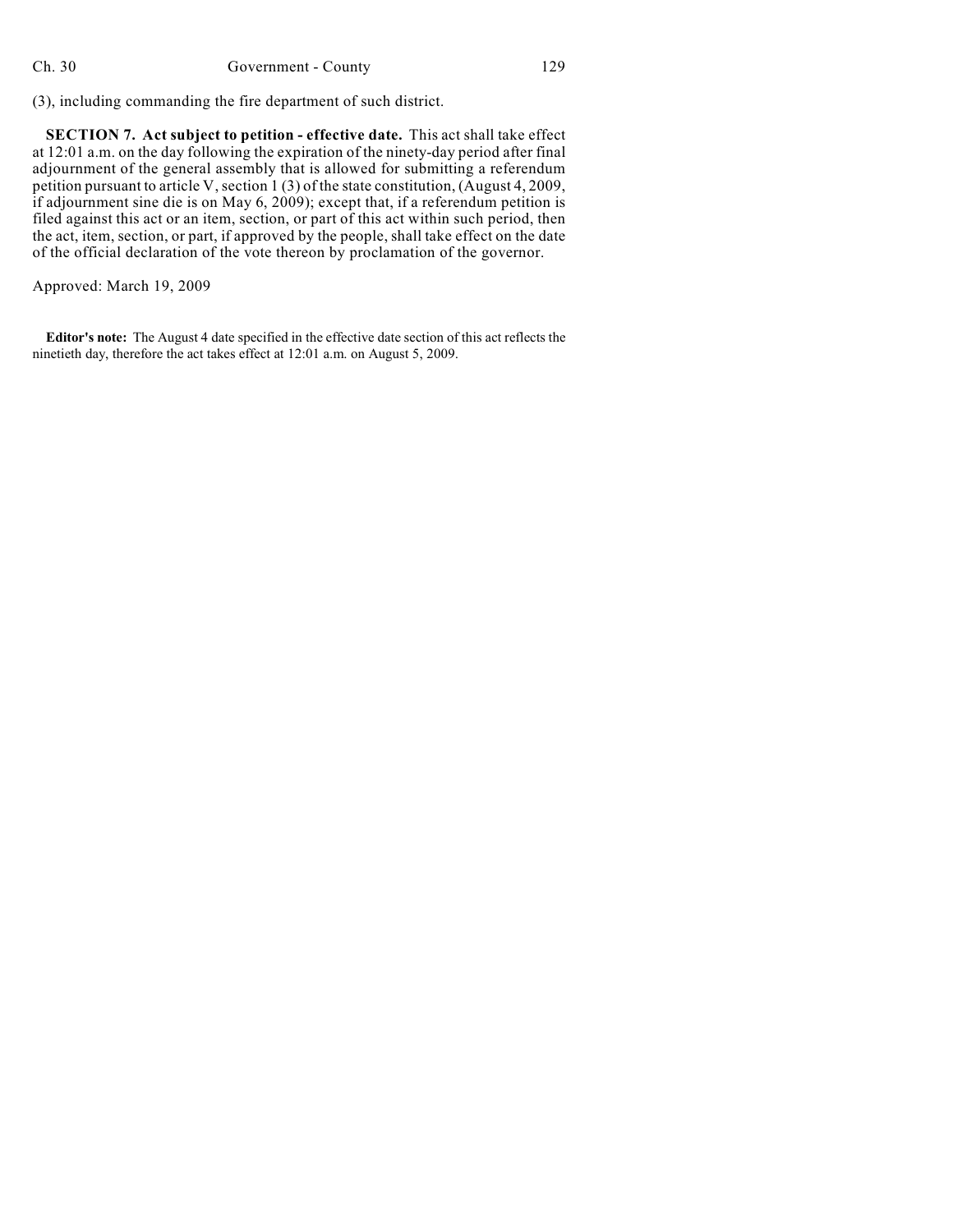(3), including commanding the fire department of such district.

**SECTION 7. Act subject to petition - effective date.** This act shall take effect at 12:01 a.m. on the day following the expiration of the ninety-day period after final adjournment of the general assembly that is allowed for submitting a referendum petition pursuant to article V, section 1 (3) of the state constitution, (August 4, 2009, if adjournment sine die is on May 6, 2009); except that, if a referendum petition is filed against this act or an item, section, or part of this act within such period, then the act, item, section, or part, if approved by the people, shall take effect on the date of the official declaration of the vote thereon by proclamation of the governor.

Approved: March 19, 2009

**Editor's note:** The August 4 date specified in the effective date section of this act reflects the ninetieth day, therefore the act takes effect at 12:01 a.m. on August 5, 2009.